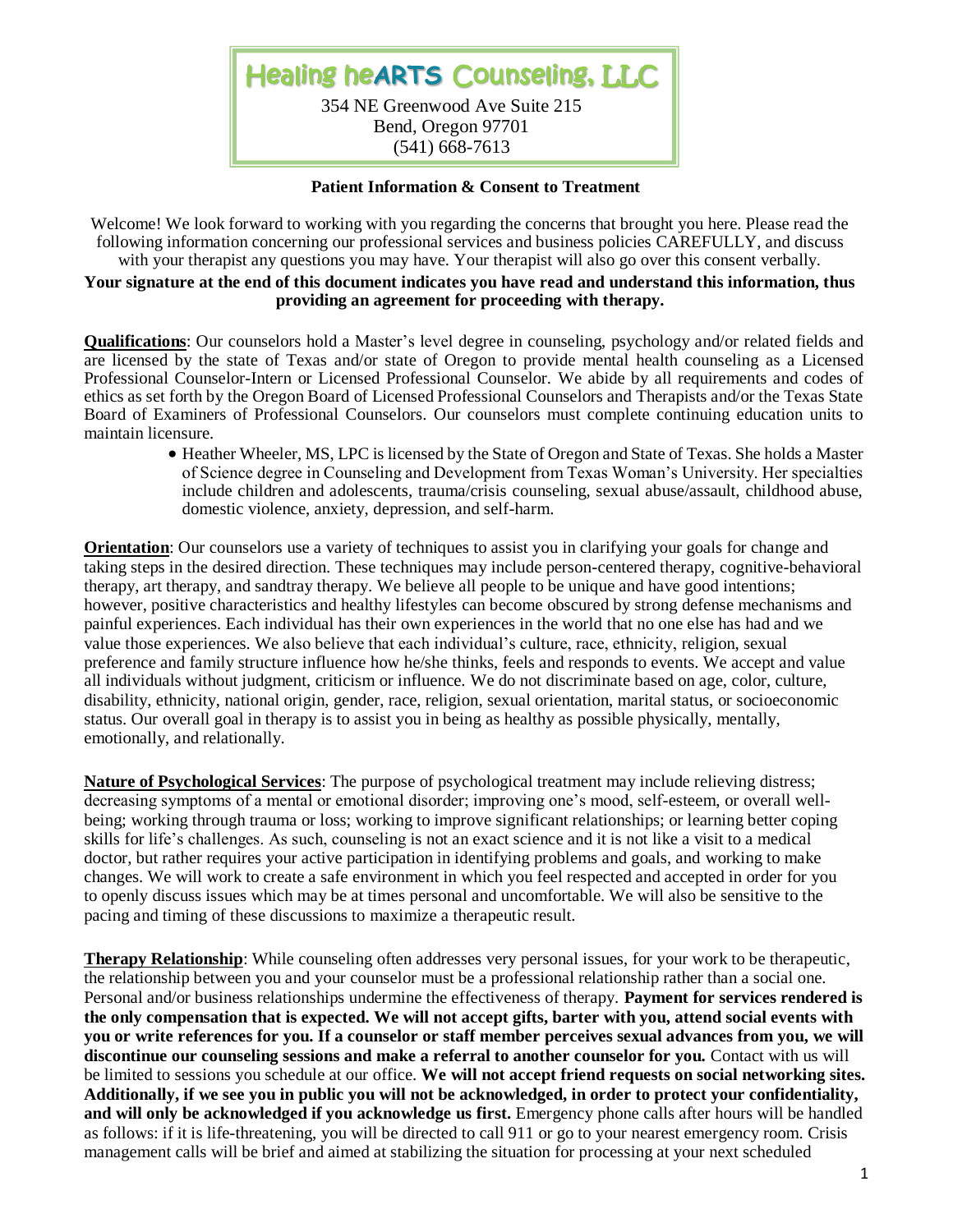# Healing heARTS Counseling, LLC

354 NE Greenwood Ave Suite 215
Bend, Oregon 97701
(541) 668-7613

## Patient Information & Consent to Treatment

Welcome! We look forward to working with you regarding the concerns that brought you here. Please read the following information concerning our professional services and business policies CAREFULLY, and discuss with your therapist any questions you may have. Your therapist will also go over this consent verbally.

**Your signature at the end of this document indicates you have read and understand this information, thus providing an agreement for proceeding with therapy.**

**Qualifications**: Our counselors hold a Master's level degree in counseling, psychology and/or related fields and are licensed by the state of Texas and/or state of Oregon to provide mental health counseling as a Licensed Professional Counselor-Intern or Licensed Professional Counselor. We abide by all requirements and codes of ethics as set forth by the Oregon Board of Licensed Professional Counselors and Therapists and/or the Texas State Board of Examiners of Professional Counselors. Our counselors must complete continuing education units to maintain licensure.

- Heather Wheeler, MS, LPC is licensed by the State of Oregon and State of Texas. She holds a Master of Science degree in Counseling and Development from Texas Woman's University. Her specialties include children and adolescents, trauma/crisis counseling, sexual abuse/assault, childhood abuse, domestic violence, anxiety, depression, and self-harm.

**Orientation**: Our counselors use a variety of techniques to assist you in clarifying your goals for change and taking steps in the desired direction. These techniques may include person-centered therapy, cognitive-behavioral therapy, art therapy, and sandtray therapy. We believe all people to be unique and have good intentions; however, positive characteristics and healthy lifestyles can become obscured by strong defense mechanisms and painful experiences. Each individual has their own experiences in the world that no one else has had and we value those experiences. We also believe that each individual's culture, race, ethnicity, religion, sexual preference and family structure influence how he/she thinks, feels and responds to events. We accept and value all individuals without judgment, criticism or influence. We do not discriminate based on age, color, culture, disability, ethnicity, national origin, gender, race, religion, sexual orientation, marital status, or socioeconomic status. Our overall goal in therapy is to assist you in being as healthy as possible physically, mentally, emotionally, and relationally.

**Nature of Psychological Services**: The purpose of psychological treatment may include relieving distress; decreasing symptoms of a mental or emotional disorder; improving one's mood, self-esteem, or overall well-being; working through trauma or loss; working to improve significant relationships; or learning better coping skills for life's challenges. As such, counseling is not an exact science and it is not like a visit to a medical doctor, but rather requires your active participation in identifying problems and goals, and working to make changes. We will work to create a safe environment in which you feel respected and accepted in order for you to openly discuss issues which may be at times personal and uncomfortable. We will also be sensitive to the pacing and timing of these discussions to maximize a therapeutic result.

**Therapy Relationship**: While counseling often addresses very personal issues, for your work to be therapeutic, the relationship between you and your counselor must be a professional relationship rather than a social one. Personal and/or business relationships undermine the effectiveness of therapy. **Payment for services rendered is the only compensation that is expected. We will not accept gifts, barter with you, attend social events with you or write references for you. If a counselor or staff member perceives sexual advances from you, we will discontinue our counseling sessions and make a referral to another counselor for you.** Contact with us will be limited to sessions you schedule at our office. **We will not accept friend requests on social networking sites. Additionally, if we see you in public you will not be acknowledged, in order to protect your confidentiality, and will only be acknowledged if you acknowledge us first.** Emergency phone calls after hours will be handled as follows: if it is life-threatening, you will be directed to call 911 or go to your nearest emergency room. Crisis management calls will be brief and aimed at stabilizing the situation for processing at your next scheduled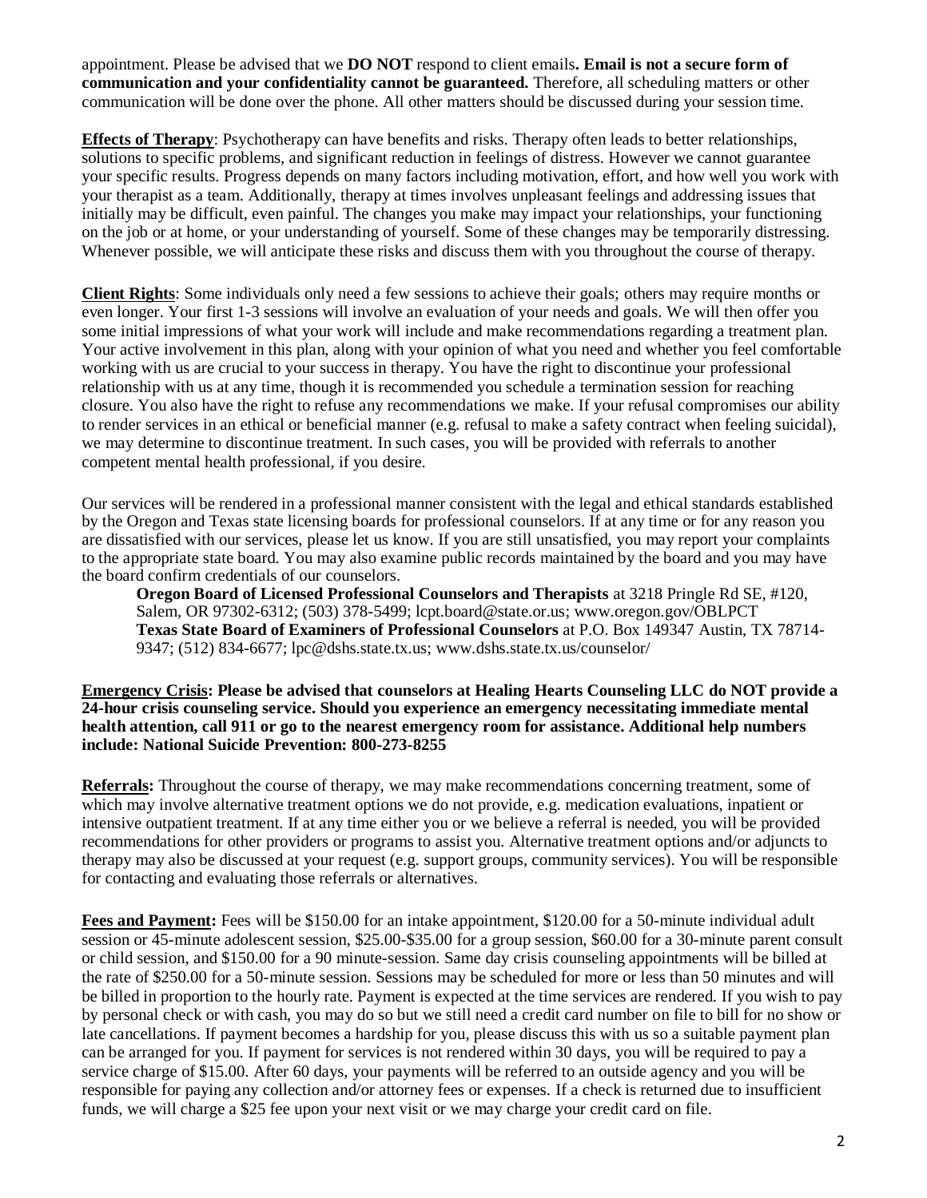appointment. Please be advised that we **DO NOT** respond to client emails**. Email is not a secure form of communication and your confidentiality cannot be guaranteed.** Therefore, all scheduling matters or other communication will be done over the phone. All other matters should be discussed during your session time.

**Effects of Therapy**: Psychotherapy can have benefits and risks. Therapy often leads to better relationships, solutions to specific problems, and significant reduction in feelings of distress. However we cannot guarantee your specific results. Progress depends on many factors including motivation, effort, and how well you work with your therapist as a team. Additionally, therapy at times involves unpleasant feelings and addressing issues that initially may be difficult, even painful. The changes you make may impact your relationships, your functioning on the job or at home, or your understanding of yourself. Some of these changes may be temporarily distressing. Whenever possible, we will anticipate these risks and discuss them with you throughout the course of therapy.

**Client Rights**: Some individuals only need a few sessions to achieve their goals; others may require months or even longer. Your first 1-3 sessions will involve an evaluation of your needs and goals. We will then offer you some initial impressions of what your work will include and make recommendations regarding a treatment plan. Your active involvement in this plan, along with your opinion of what you need and whether you feel comfortable working with us are crucial to your success in therapy. You have the right to discontinue your professional relationship with us at any time, though it is recommended you schedule a termination session for reaching closure. You also have the right to refuse any recommendations we make. If your refusal compromises our ability to render services in an ethical or beneficial manner (e.g. refusal to make a safety contract when feeling suicidal), we may determine to discontinue treatment. In such cases, you will be provided with referrals to another competent mental health professional, if you desire.

Our services will be rendered in a professional manner consistent with the legal and ethical standards established by the Oregon and Texas state licensing boards for professional counselors. If at any time or for any reason you are dissatisfied with our services, please let us know. If you are still unsatisfied, you may report your complaints to the appropriate state board. You may also examine public records maintained by the board and you may have the board confirm credentials of our counselors.

**Oregon Board of Licensed Professional Counselors and Therapists** at 3218 Pringle Rd SE, #120, Salem, OR 97302-6312; (503) 378-5499; lcpt.board@state.or.us; www.oregon.gov/OBLPCT
**Texas State Board of Examiners of Professional Counselors** at P.O. Box 149347 Austin, TX 78714-9347; (512) 834-6677; lpc@dshs.state.tx.us; www.dshs.state.tx.us/counselor/

**Emergency Crisis: Please be advised that counselors at Healing Hearts Counseling LLC do NOT provide a 24-hour crisis counseling service. Should you experience an emergency necessitating immediate mental health attention, call 911 or go to the nearest emergency room for assistance. Additional help numbers include: National Suicide Prevention: 800-273-8255**

**Referrals:** Throughout the course of therapy, we may make recommendations concerning treatment, some of which may involve alternative treatment options we do not provide, e.g. medication evaluations, inpatient or intensive outpatient treatment. If at any time either you or we believe a referral is needed, you will be provided recommendations for other providers or programs to assist you. Alternative treatment options and/or adjuncts to therapy may also be discussed at your request (e.g. support groups, community services). You will be responsible for contacting and evaluating those referrals or alternatives.

**Fees and Payment:** Fees will be $150.00 for an intake appointment, $120.00 for a 50-minute individual adult session or 45-minute adolescent session, $25.00-$35.00 for a group session, $60.00 for a 30-minute parent consult or child session, and $150.00 for a 90 minute-session. Same day crisis counseling appointments will be billed at the rate of $250.00 for a 50-minute session. Sessions may be scheduled for more or less than 50 minutes and will be billed in proportion to the hourly rate. Payment is expected at the time services are rendered. If you wish to pay by personal check or with cash, you may do so but we still need a credit card number on file to bill for no show or late cancellations. If payment becomes a hardship for you, please discuss this with us so a suitable payment plan can be arranged for you. If payment for services is not rendered within 30 days, you will be required to pay a service charge of $15.00. After 60 days, your payments will be referred to an outside agency and you will be responsible for paying any collection and/or attorney fees or expenses. If a check is returned due to insufficient funds, we will charge a $25 fee upon your next visit or we may charge your credit card on file.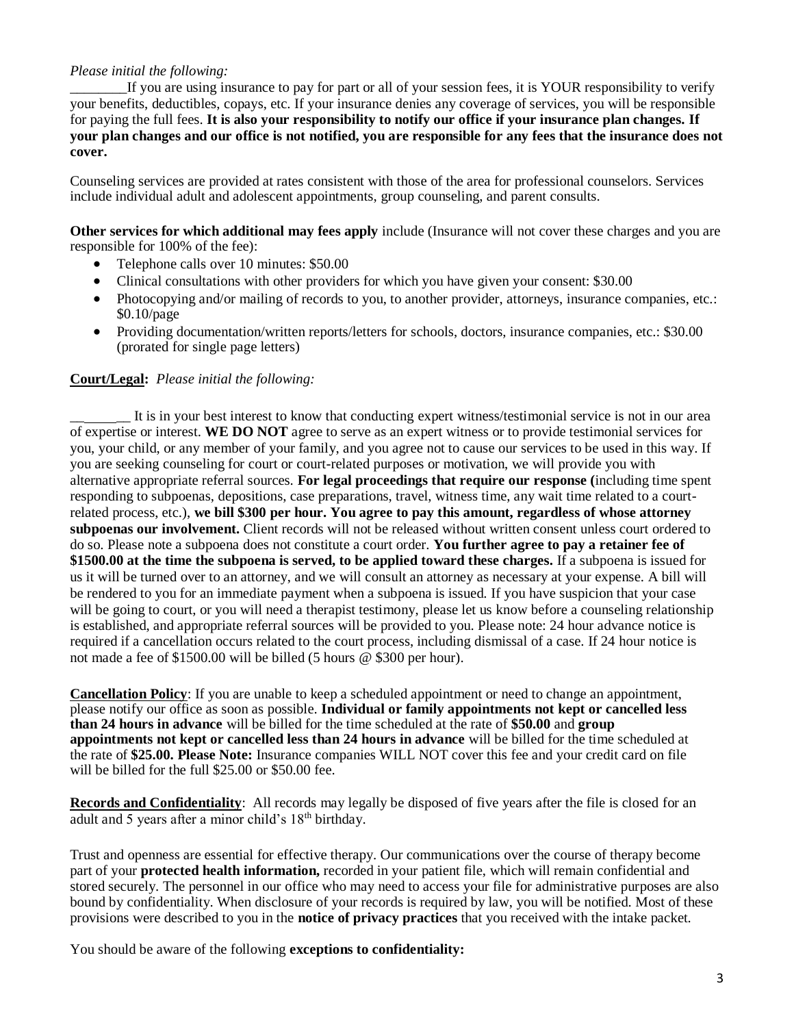*Please initial the following:*

________If you are using insurance to pay for part or all of your session fees, it is YOUR responsibility to verify your benefits, deductibles, copays, etc. If your insurance denies any coverage of services, you will be responsible for paying the full fees. **It is also your responsibility to notify our office if your insurance plan changes. If your plan changes and our office is not notified, you are responsible for any fees that the insurance does not cover.**

Counseling services are provided at rates consistent with those of the area for professional counselors. Services include individual adult and adolescent appointments, group counseling, and parent consults.

**Other services for which additional may fees apply** include (Insurance will not cover these charges and you are responsible for 100% of the fee):

- Telephone calls over 10 minutes: $50.00
- Clinical consultations with other providers for which you have given your consent: $30.00
- Photocopying and/or mailing of records to you, to another provider, attorneys, insurance companies, etc.: $0.10/page
- Providing documentation/written reports/letters for schools, doctors, insurance companies, etc.: $30.00 (prorated for single page letters)

**Court/Legal:** *Please initial the following:*

________ It is in your best interest to know that conducting expert witness/testimonial service is not in our area of expertise or interest. **WE DO NOT** agree to serve as an expert witness or to provide testimonial services for you, your child, or any member of your family, and you agree not to cause our services to be used in this way. If you are seeking counseling for court or court-related purposes or motivation, we will provide you with alternative appropriate referral sources. **For legal proceedings that require our response (**including time spent responding to subpoenas, depositions, case preparations, travel, witness time, any wait time related to a court-related process, etc.), **we bill $300 per hour. You agree to pay this amount, regardless of whose attorney subpoenas our involvement.** Client records will not be released without written consent unless court ordered to do so. Please note a subpoena does not constitute a court order. **You further agree to pay a retainer fee of $1500.00 at the time the subpoena is served, to be applied toward these charges.** If a subpoena is issued for us it will be turned over to an attorney, and we will consult an attorney as necessary at your expense. A bill will be rendered to you for an immediate payment when a subpoena is issued. If you have suspicion that your case will be going to court, or you will need a therapist testimony, please let us know before a counseling relationship is established, and appropriate referral sources will be provided to you. Please note: 24 hour advance notice is required if a cancellation occurs related to the court process, including dismissal of a case. If 24 hour notice is not made a fee of $1500.00 will be billed (5 hours @ $300 per hour).

**Cancellation Policy**: If you are unable to keep a scheduled appointment or need to change an appointment, please notify our office as soon as possible. **Individual or family appointments not kept or cancelled less than 24 hours in advance** will be billed for the time scheduled at the rate of **$50.00** and **group appointments not kept or cancelled less than 24 hours in advance** will be billed for the time scheduled at the rate of **$25.00. Please Note:** Insurance companies WILL NOT cover this fee and your credit card on file will be billed for the full $25.00 or $50.00 fee.

**Records and Confidentiality**: All records may legally be disposed of five years after the file is closed for an adult and 5 years after a minor child's 18th birthday.

Trust and openness are essential for effective therapy. Our communications over the course of therapy become part of your **protected health information,** recorded in your patient file, which will remain confidential and stored securely. The personnel in our office who may need to access your file for administrative purposes are also bound by confidentiality. When disclosure of your records is required by law, you will be notified. Most of these provisions were described to you in the **notice of privacy practices** that you received with the intake packet.

You should be aware of the following **exceptions to confidentiality:**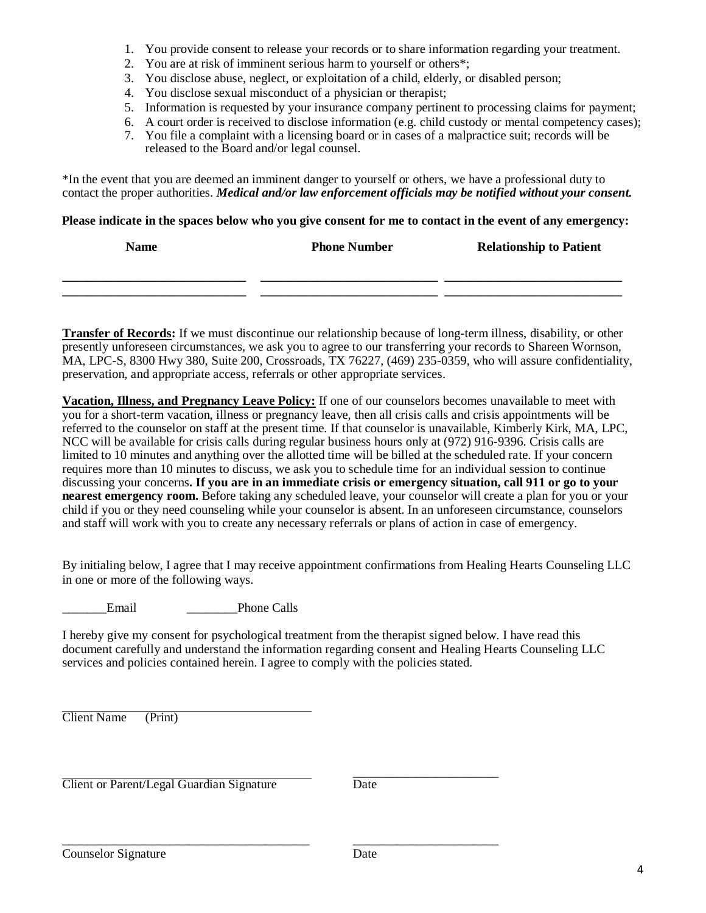1. You provide consent to release your records or to share information regarding your treatment.
2. You are at risk of imminent serious harm to yourself or others*;
3. You disclose abuse, neglect, or exploitation of a child, elderly, or disabled person;
4. You disclose sexual misconduct of a physician or therapist;
5. Information is requested by your insurance company pertinent to processing claims for payment;
6. A court order is received to disclose information (e.g. child custody or mental competency cases);
7. You file a complaint with a licensing board or in cases of a malpractice suit; records will be released to the Board and/or legal counsel.

*In the event that you are deemed an imminent danger to yourself or others, we have a professional duty to contact the proper authorities. ***Medical and/or law enforcement officials may be notified without your consent.***

**Please indicate in the spaces below who you give consent for me to contact in the event of any emergency:**

| Name | Phone Number | Relationship to Patient |
|---|---|---|
| ____________________________ | ____________________________ | ____________________________ |
| ____________________________ | ____________________________ | ____________________________ |

**Transfer of Records:** If we must discontinue our relationship because of long-term illness, disability, or other presently unforeseen circumstances, we ask you to agree to our transferring your records to Shareen Wornson, MA, LPC-S, 8300 Hwy 380, Suite 200, Crossroads, TX 76227, (469) 235-0359, who will assure confidentiality, preservation, and appropriate access, referrals or other appropriate services.

**Vacation, Illness, and Pregnancy Leave Policy:** If one of our counselors becomes unavailable to meet with you for a short-term vacation, illness or pregnancy leave, then all crisis calls and crisis appointments will be referred to the counselor on staff at the present time. If that counselor is unavailable, Kimberly Kirk, MA, LPC, NCC will be available for crisis calls during regular business hours only at (972) 916-9396. Crisis calls are limited to 10 minutes and anything over the allotted time will be billed at the scheduled rate. If your concern requires more than 10 minutes to discuss, we ask you to schedule time for an individual session to continue discussing your concerns**. If you are in an immediate crisis or emergency situation, call 911 or go to your nearest emergency room.** Before taking any scheduled leave, your counselor will create a plan for you or your child if you or they need counseling while your counselor is absent. In an unforeseen circumstance, counselors and staff will work with you to create any necessary referrals or plans of action in case of emergency.

By initialing below, I agree that I may receive appointment confirmations from Healing Hearts Counseling LLC in one or more of the following ways.

_______Email  ________Phone Calls

I hereby give my consent for psychological treatment from the therapist signed below. I have read this document carefully and understand the information regarding consent and Healing Hearts Counseling LLC services and policies contained herein. I agree to comply with the policies stated.

________________________________________
Client Name (Print)

________________________________________  ________________________
Client or Parent/Legal Guardian Signature  Date

________________________________________  ________________________
Counselor Signature  Date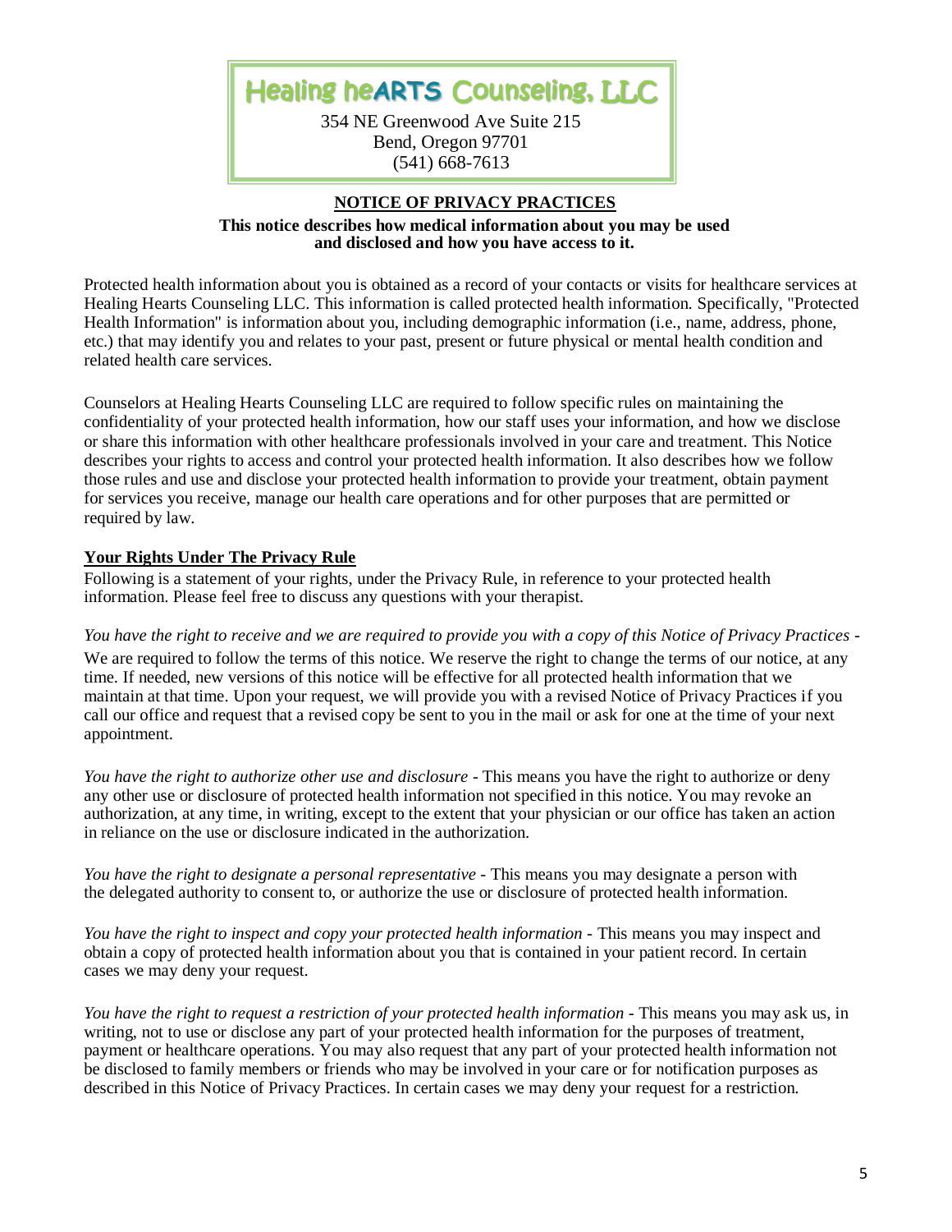# Healing heARTS Counseling, LLC

354 NE Greenwood Ave Suite 215
Bend, Oregon 97701
(541) 668-7613

## NOTICE OF PRIVACY PRACTICES

**This notice describes how medical information about you may be used and disclosed and how you have access to it.**

Protected health information about you is obtained as a record of your contacts or visits for healthcare services at Healing Hearts Counseling LLC. This information is called protected health information. Specifically, "Protected Health Information" is information about you, including demographic information (i.e., name, address, phone, etc.) that may identify you and relates to your past, present or future physical or mental health condition and related health care services.

Counselors at Healing Hearts Counseling LLC are required to follow specific rules on maintaining the confidentiality of your protected health information, how our staff uses your information, and how we disclose or share this information with other healthcare professionals involved in your care and treatment. This Notice describes your rights to access and control your protected health information. It also describes how we follow those rules and use and disclose your protected health information to provide your treatment, obtain payment for services you receive, manage our health care operations and for other purposes that are permitted or required by law.

### Your Rights Under The Privacy Rule

Following is a statement of your rights, under the Privacy Rule, in reference to your protected health information. Please feel free to discuss any questions with your therapist.

*You have the right to receive and we are required to provide you with a copy of this Notice of Privacy Practices* - We are required to follow the terms of this notice. We reserve the right to change the terms of our notice, at any time. If needed, new versions of this notice will be effective for all protected health information that we maintain at that time. Upon your request, we will provide you with a revised Notice of Privacy Practices if you call our office and request that a revised copy be sent to you in the mail or ask for one at the time of your next appointment.

*You have the right to authorize other use and disclosure* - This means you have the right to authorize or deny any other use or disclosure of protected health information not specified in this notice. You may revoke an authorization, at any time, in writing, except to the extent that your physician or our office has taken an action in reliance on the use or disclosure indicated in the authorization.

*You have the right to designate a personal representative* - This means you may designate a person with the delegated authority to consent to, or authorize the use or disclosure of protected health information.

*You have the right to inspect and copy your protected health information* - This means you may inspect and obtain a copy of protected health information about you that is contained in your patient record. In certain cases we may deny your request.

*You have the right to request a restriction of your protected health information* - This means you may ask us, in writing, not to use or disclose any part of your protected health information for the purposes of treatment, payment or healthcare operations. You may also request that any part of your protected health information not be disclosed to family members or friends who may be involved in your care or for notification purposes as described in this Notice of Privacy Practices. In certain cases we may deny your request for a restriction.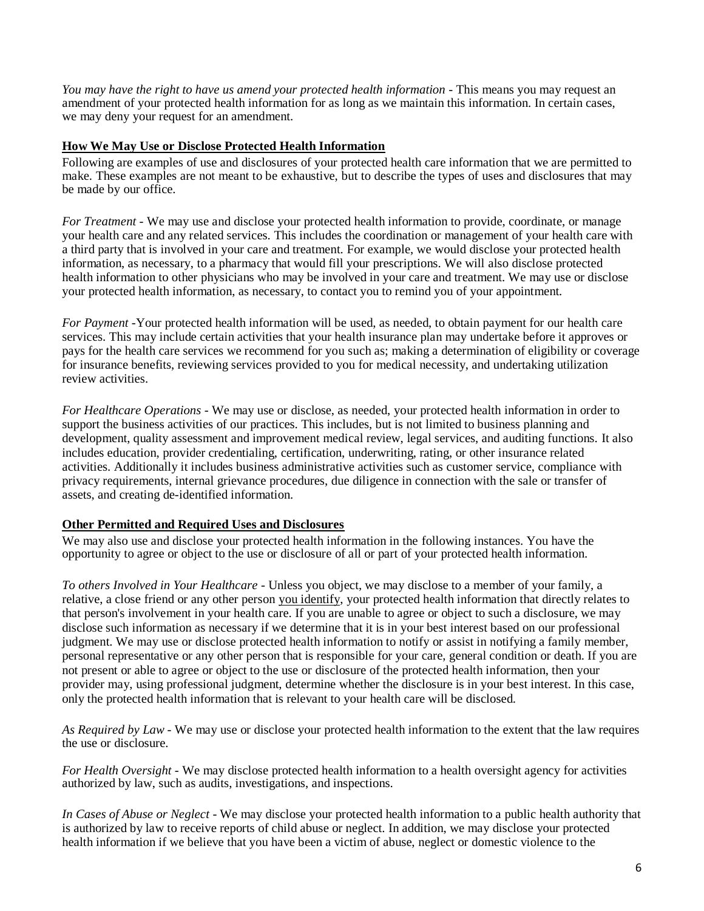*You may have the right to have us amend your protected health information* - This means you may request an amendment of your protected health information for as long as we maintain this information. In certain cases, we may deny your request for an amendment.

## How We May Use or Disclose Protected Health Information

Following are examples of use and disclosures of your protected health care information that we are permitted to make. These examples are not meant to be exhaustive, but to describe the types of uses and disclosures that may be made by our office.

*For Treatment* - We may use and disclose your protected health information to provide, coordinate, or manage your health care and any related services. This includes the coordination or management of your health care with a third party that is involved in your care and treatment. For example, we would disclose your protected health information, as necessary, to a pharmacy that would fill your prescriptions. We will also disclose protected health information to other physicians who may be involved in your care and treatment. We may use or disclose your protected health information, as necessary, to contact you to remind you of your appointment.

*For Payment* -Your protected health information will be used, as needed, to obtain payment for our health care services. This may include certain activities that your health insurance plan may undertake before it approves or pays for the health care services we recommend for you such as; making a determination of eligibility or coverage for insurance benefits, reviewing services provided to you for medical necessity, and undertaking utilization review activities.

*For Healthcare Operations* - We may use or disclose, as needed, your protected health information in order to support the business activities of our practices. This includes, but is not limited to business planning and development, quality assessment and improvement medical review, legal services, and auditing functions. It also includes education, provider credentialing, certification, underwriting, rating, or other insurance related activities. Additionally it includes business administrative activities such as customer service, compliance with privacy requirements, internal grievance procedures, due diligence in connection with the sale or transfer of assets, and creating de-identified information.

## Other Permitted and Required Uses and Disclosures

We may also use and disclose your protected health information in the following instances. You have the opportunity to agree or object to the use or disclosure of all or part of your protected health information.

*To others Involved in Your Healthcare* - Unless you object, we may disclose to a member of your family, a relative, a close friend or any other person you identify, your protected health information that directly relates to that person's involvement in your health care. If you are unable to agree or object to such a disclosure, we may disclose such information as necessary if we determine that it is in your best interest based on our professional judgment. We may use or disclose protected health information to notify or assist in notifying a family member, personal representative or any other person that is responsible for your care, general condition or death. If you are not present or able to agree or object to the use or disclosure of the protected health information, then your provider may, using professional judgment, determine whether the disclosure is in your best interest. In this case, only the protected health information that is relevant to your health care will be disclosed.

*As Required by Law* - We may use or disclose your protected health information to the extent that the law requires the use or disclosure.

*For Health Oversight* - We may disclose protected health information to a health oversight agency for activities authorized by law, such as audits, investigations, and inspections.

*In Cases of Abuse or Neglect* - We may disclose your protected health information to a public health authority that is authorized by law to receive reports of child abuse or neglect. In addition, we may disclose your protected health information if we believe that you have been a victim of abuse, neglect or domestic violence to the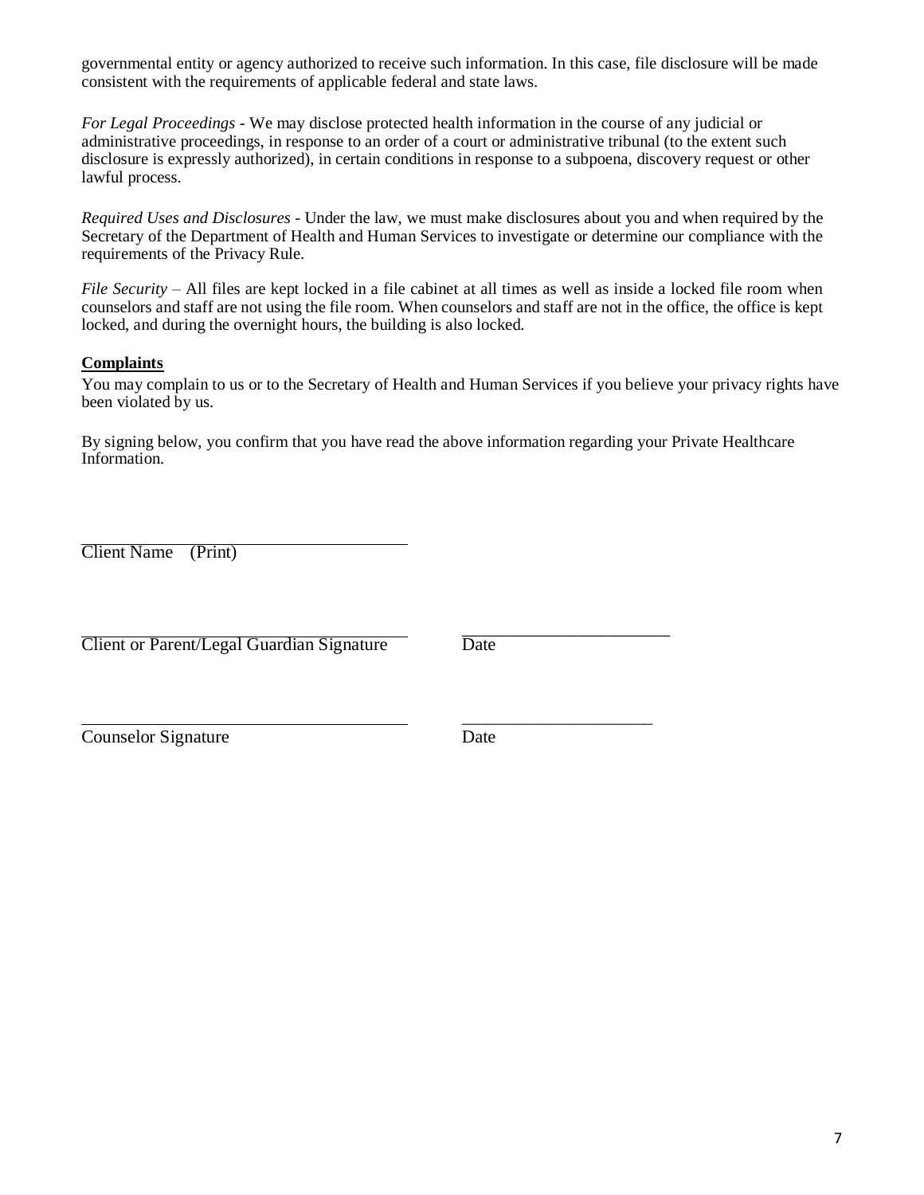governmental entity or agency authorized to receive such information. In this case, file disclosure will be made consistent with the requirements of applicable federal and state laws.

*For Legal Proceedings* - We may disclose protected health information in the course of any judicial or administrative proceedings, in response to an order of a court or administrative tribunal (to the extent such disclosure is expressly authorized), in certain conditions in response to a subpoena, discovery request or other lawful process.

*Required Uses and Disclosures* - Under the law, we must make disclosures about you and when required by the Secretary of the Department of Health and Human Services to investigate or determine our compliance with the requirements of the Privacy Rule.

*File Security* – All files are kept locked in a file cabinet at all times as well as inside a locked file room when counselors and staff are not using the file room. When counselors and staff are not in the office, the office is kept locked, and during the overnight hours, the building is also locked.

**Complaints**

You may complain to us or to the Secretary of Health and Human Services if you believe your privacy rights have been violated by us.

By signing below, you confirm that you have read the above information regarding your Private Healthcare Information.

______________________________________
Client Name (Print)

______________________________________ ________________________
Client or Parent/Legal Guardian Signature Date

______________________________________ ________________________
Counselor Signature Date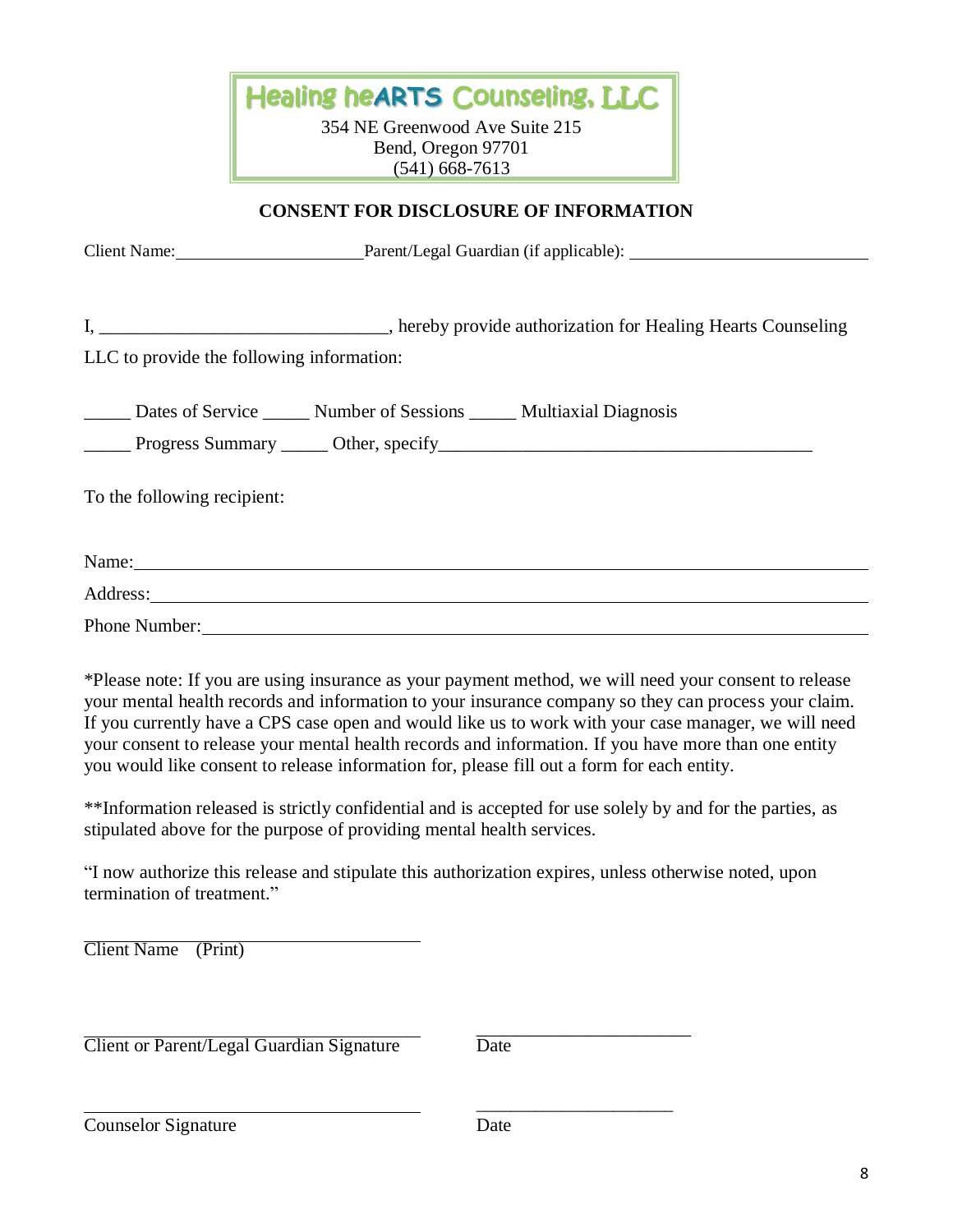**Healing heARTS Counseling, LLC**

354 NE Greenwood Ave Suite 215
Bend, Oregon 97701
(541) 668-7613

## CONSENT FOR DISCLOSURE OF INFORMATION

Client Name:\_\_\_\_\_\_\_\_\_\_\_\_\_\_\_\_\_\_\_\_\_\_ Parent/Legal Guardian (if applicable): \_\_\_\_\_\_\_\_\_\_\_\_\_\_\_\_\_\_\_\_\_\_\_\_\_\_\_\_

I, \_\_\_\_\_\_\_\_\_\_\_\_\_\_\_\_\_\_\_\_\_\_\_\_\_\_\_\_\_\_\_\_, hereby provide authorization for Healing Hearts Counseling LLC to provide the following information:

\_\_\_\_\_ Dates of Service \_\_\_\_\_ Number of Sessions \_\_\_\_\_ Multiaxial Diagnosis

\_\_\_\_\_ Progress Summary \_\_\_\_\_ Other, specify\_\_\_\_\_\_\_\_\_\_\_\_\_\_\_\_\_\_\_\_\_\_\_\_\_\_\_\_\_\_\_\_\_\_\_\_\_\_\_\_\_\_

To the following recipient:

Name:\_\_\_\_\_\_\_\_\_\_\_\_\_\_\_\_\_\_\_\_\_\_\_\_\_\_\_\_\_\_\_\_\_\_\_\_\_\_\_\_\_\_\_\_\_\_\_\_\_\_\_\_\_\_\_\_\_\_\_\_\_\_\_\_\_\_\_\_\_\_\_\_\_\_\_\_

Address:\_\_\_\_\_\_\_\_\_\_\_\_\_\_\_\_\_\_\_\_\_\_\_\_\_\_\_\_\_\_\_\_\_\_\_\_\_\_\_\_\_\_\_\_\_\_\_\_\_\_\_\_\_\_\_\_\_\_\_\_\_\_\_\_\_\_\_\_\_\_\_\_\_\_

Phone Number:\_\_\_\_\_\_\_\_\_\_\_\_\_\_\_\_\_\_\_\_\_\_\_\_\_\_\_\_\_\_\_\_\_\_\_\_\_\_\_\_\_\_\_\_\_\_\_\_\_\_\_\_\_\_\_\_\_\_\_\_\_\_\_\_\_\_\_

*Please note: If you are using insurance as your payment method, we will need your consent to release your mental health records and information to your insurance company so they can process your claim. If you currently have a CPS case open and would like us to work with your case manager, we will need your consent to release your mental health records and information. If you have more than one entity you would like consent to release information for, please fill out a form for each entity.

**Information released is strictly confidential and is accepted for use solely by and for the parties, as stipulated above for the purpose of providing mental health services.

"I now authorize this release and stipulate this authorization expires, unless otherwise noted, upon termination of treatment."

\_\_\_\_\_\_\_\_\_\_\_\_\_\_\_\_\_\_\_\_\_\_\_\_\_\_\_\_\_\_\_\_\_\_\_\_\_\_
Client Name (Print)

\_\_\_\_\_\_\_\_\_\_\_\_\_\_\_\_\_\_\_\_\_\_\_\_\_\_\_\_\_\_\_\_\_\_\_\_\_\_ \_\_\_\_\_\_\_\_\_\_\_\_\_\_\_\_\_\_\_\_\_\_\_\_\_
Client or Parent/Legal Guardian Signature Date

\_\_\_\_\_\_\_\_\_\_\_\_\_\_\_\_\_\_\_\_\_\_\_\_\_\_\_\_\_\_\_\_\_\_\_\_\_\_ \_\_\_\_\_\_\_\_\_\_\_\_\_\_\_\_\_\_\_\_\_\_\_
Counselor Signature Date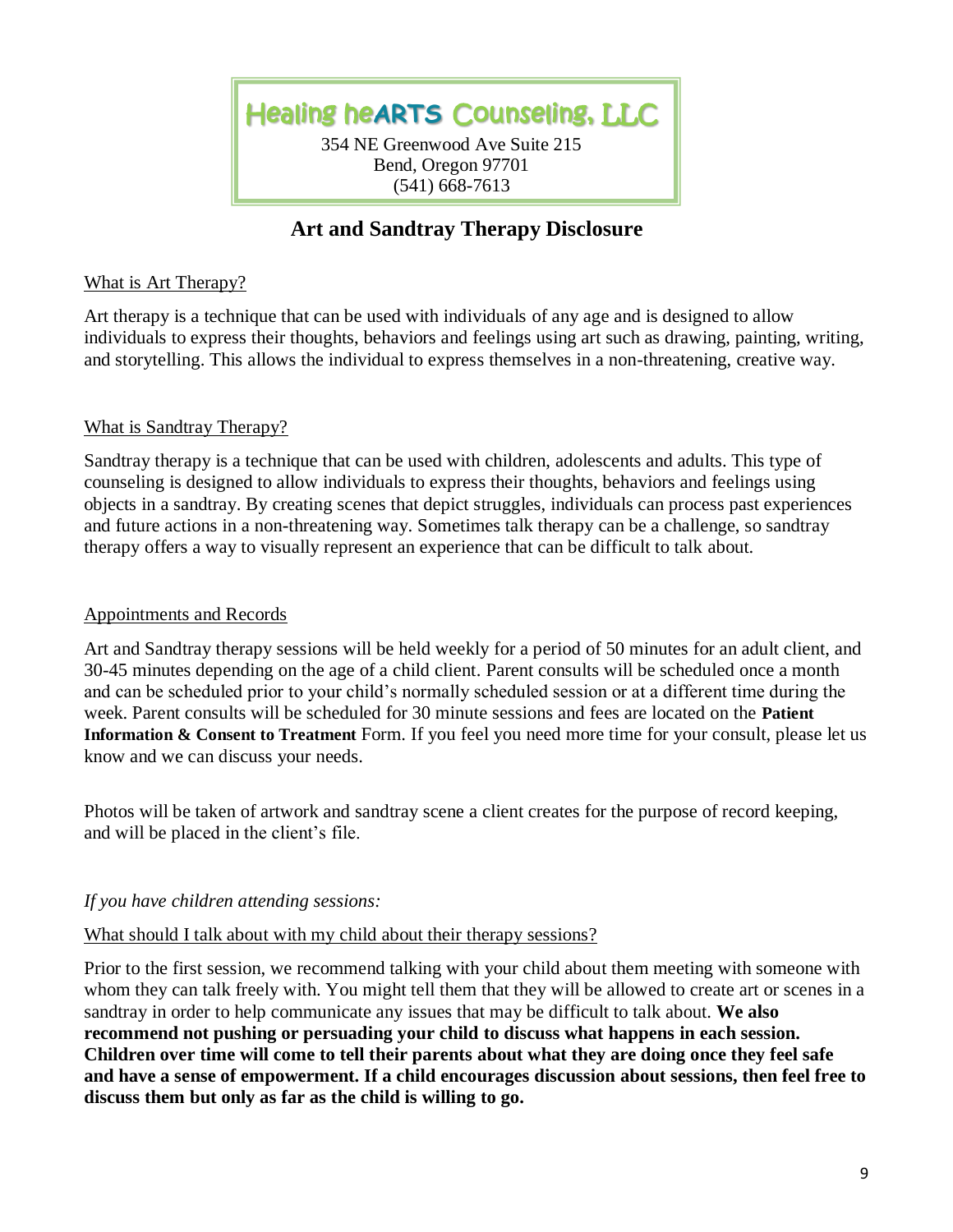**Healing heARTS Counseling, LLC**

354 NE Greenwood Ave Suite 215
Bend, Oregon 97701
(541) 668-7613

## Art and Sandtray Therapy Disclosure

### What is Art Therapy?

Art therapy is a technique that can be used with individuals of any age and is designed to allow individuals to express their thoughts, behaviors and feelings using art such as drawing, painting, writing, and storytelling. This allows the individual to express themselves in a non-threatening, creative way.

### What is Sandtray Therapy?

Sandtray therapy is a technique that can be used with children, adolescents and adults. This type of counseling is designed to allow individuals to express their thoughts, behaviors and feelings using objects in a sandtray. By creating scenes that depict struggles, individuals can process past experiences and future actions in a non-threatening way. Sometimes talk therapy can be a challenge, so sandtray therapy offers a way to visually represent an experience that can be difficult to talk about.

### Appointments and Records

Art and Sandtray therapy sessions will be held weekly for a period of 50 minutes for an adult client, and 30-45 minutes depending on the age of a child client. Parent consults will be scheduled once a month and can be scheduled prior to your child's normally scheduled session or at a different time during the week. Parent consults will be scheduled for 30 minute sessions and fees are located on the **Patient Information & Consent to Treatment** Form. If you feel you need more time for your consult, please let us know and we can discuss your needs.

Photos will be taken of artwork and sandtray scene a client creates for the purpose of record keeping, and will be placed in the client's file.

*If you have children attending sessions:*

### What should I talk about with my child about their therapy sessions?

Prior to the first session, we recommend talking with your child about them meeting with someone with whom they can talk freely with. You might tell them that they will be allowed to create art or scenes in a sandtray in order to help communicate any issues that may be difficult to talk about. **We also recommend not pushing or persuading your child to discuss what happens in each session. Children over time will come to tell their parents about what they are doing once they feel safe and have a sense of empowerment. If a child encourages discussion about sessions, then feel free to discuss them but only as far as the child is willing to go.**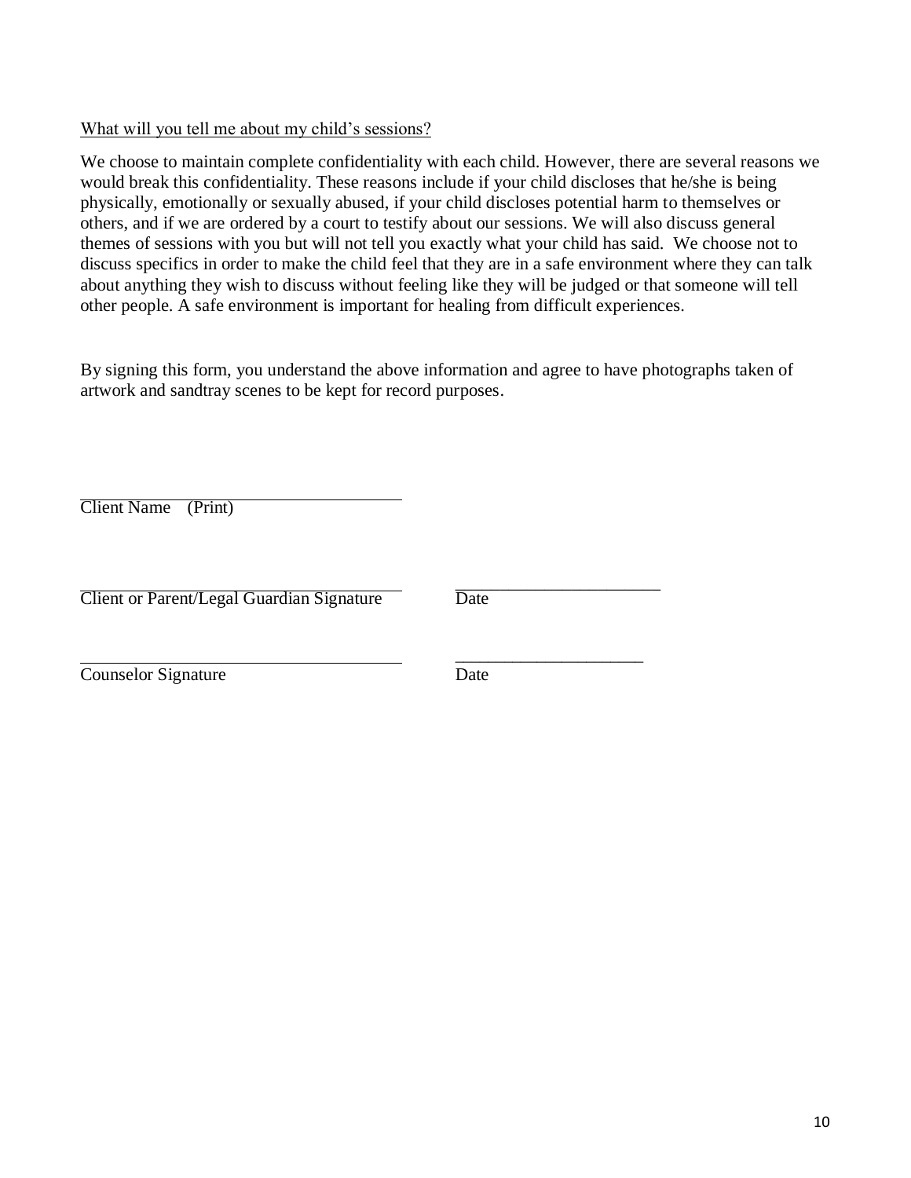What will you tell me about my child's sessions?

We choose to maintain complete confidentiality with each child. However, there are several reasons we would break this confidentiality. These reasons include if your child discloses that he/she is being physically, emotionally or sexually abused, if your child discloses potential harm to themselves or others, and if we are ordered by a court to testify about our sessions. We will also discuss general themes of sessions with you but will not tell you exactly what your child has said. We choose not to discuss specifics in order to make the child feel that they are in a safe environment where they can talk about anything they wish to discuss without feeling like they will be judged or that someone will tell other people. A safe environment is important for healing from difficult experiences.

By signing this form, you understand the above information and agree to have photographs taken of artwork and sandtray scenes to be kept for record purposes.

\_\_\_\_\_\_\_\_\_\_\_\_\_\_\_\_\_\_\_\_\_\_\_\_\_\_\_\_\_\_\_\_\_\_\_\_\_\_
Client Name (Print)

\_\_\_\_\_\_\_\_\_\_\_\_\_\_\_\_\_\_\_\_\_\_\_\_\_\_\_\_\_\_\_\_\_\_\_\_\_\_ \_\_\_\_\_\_\_\_\_\_\_\_\_\_\_\_\_\_\_\_\_\_\_\_
Client or Parent/Legal Guardian Signature Date

\_\_\_\_\_\_\_\_\_\_\_\_\_\_\_\_\_\_\_\_\_\_\_\_\_\_\_\_\_\_\_\_\_\_\_\_\_\_ \_\_\_\_\_\_\_\_\_\_\_\_\_\_\_\_\_\_\_\_\_\_
Counselor Signature Date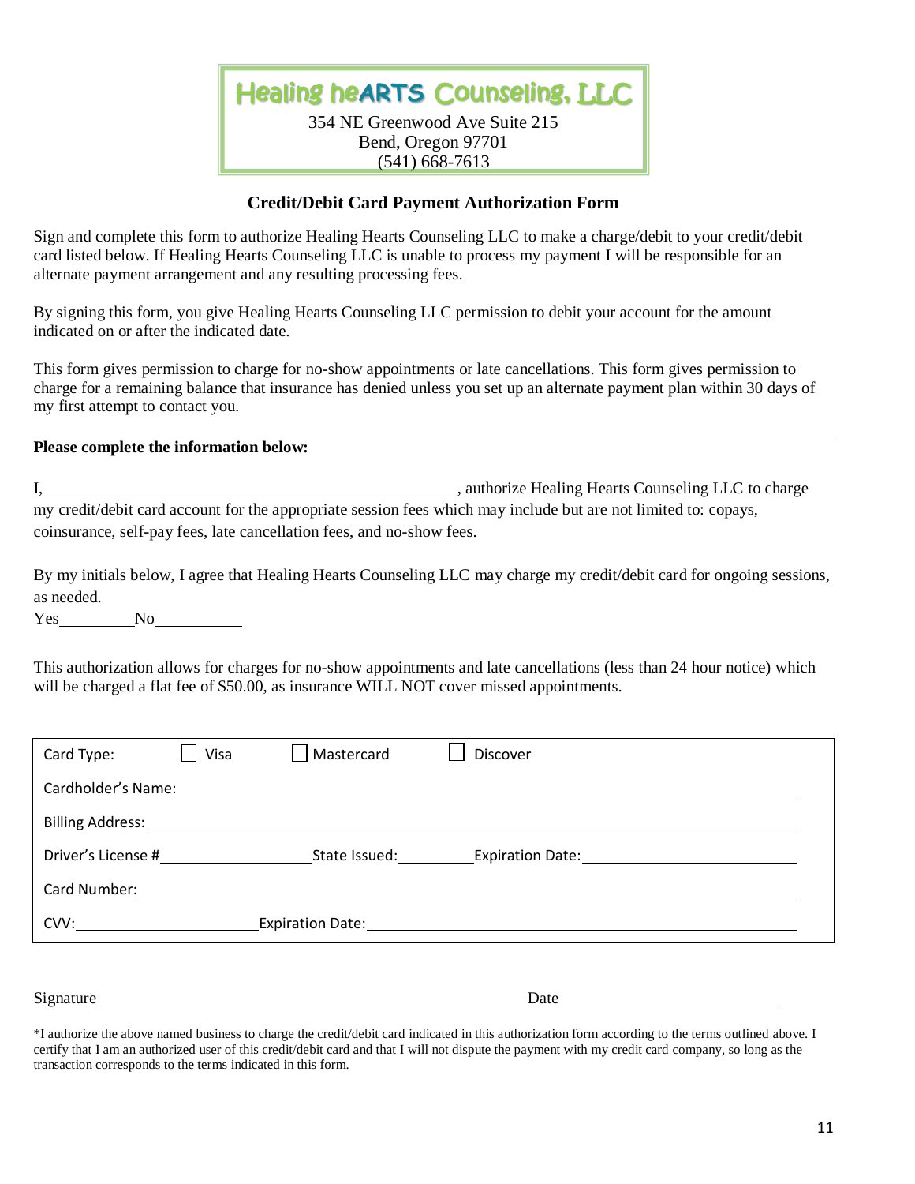# Healing heARTS Counseling, LLC

354 NE Greenwood Ave Suite 215
Bend, Oregon 97701
(541) 668-7613

## Credit/Debit Card Payment Authorization Form

Sign and complete this form to authorize Healing Hearts Counseling LLC to make a charge/debit to your credit/debit card listed below. If Healing Hearts Counseling LLC is unable to process my payment I will be responsible for an alternate payment arrangement and any resulting processing fees.

By signing this form, you give Healing Hearts Counseling LLC permission to debit your account for the amount indicated on or after the indicated date.

This form gives permission to charge for no-show appointments or late cancellations. This form gives permission to charge for a remaining balance that insurance has denied unless you set up an alternate payment plan within 30 days of my first attempt to contact you.

---

**Please complete the information below:**

I, ______________________________, authorize Healing Hearts Counseling LLC to charge my credit/debit card account for the appropriate session fees which may include but are not limited to: copays, coinsurance, self-pay fees, late cancellation fees, and no-show fees.

By my initials below, I agree that Healing Hearts Counseling LLC may charge my credit/debit card for ongoing sessions, as needed.

Yes__________ No__________

This authorization allows for charges for no-show appointments and late cancellations (less than 24 hour notice) which will be charged a flat fee of $50.00, as insurance WILL NOT cover missed appointments.

Card Type: ☐ Visa ☐ Mastercard ☐ Discover

Cardholder's Name: ______________________________

Billing Address: ______________________________

Driver's License # ____________ State Issued: ________ Expiration Date: ____________

Card Number: ______________________________

CVV: ____________ Expiration Date: ______________________________

Signature ______________________________ Date ____________________

*I authorize the above named business to charge the credit/debit card indicated in this authorization form according to the terms outlined above. I certify that I am an authorized user of this credit/debit card and that I will not dispute the payment with my credit card company, so long as the transaction corresponds to the terms indicated in this form.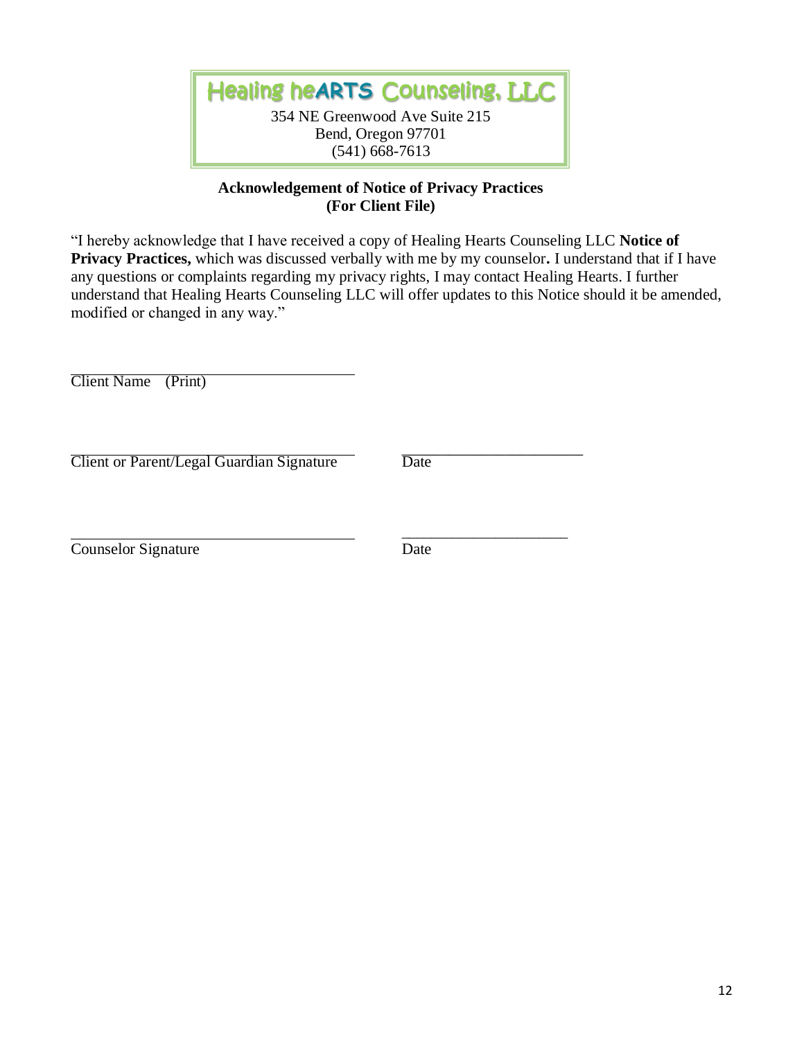**Healing heARTS Counseling, LLC**

354 NE Greenwood Ave Suite 215
Bend, Oregon 97701
(541) 668-7613

**Acknowledgement of Notice of Privacy Practices**
**(For Client File)**

"I hereby acknowledge that I have received a copy of Healing Hearts Counseling LLC **Notice of Privacy Practices,** which was discussed verbally with me by my counselor**.** I understand that if I have any questions or complaints regarding my privacy rights, I may contact Healing Hearts. I further understand that Healing Hearts Counseling LLC will offer updates to this Notice should it be amended, modified or changed in any way."

\_\_\_\_\_\_\_\_\_\_\_\_\_\_\_\_\_\_\_\_\_\_\_\_\_\_\_\_\_\_\_\_\_\_\_\_\_\_
Client Name (Print)

\_\_\_\_\_\_\_\_\_\_\_\_\_\_\_\_\_\_\_\_\_\_\_\_\_\_\_\_\_\_\_\_\_\_\_\_\_\_ \_\_\_\_\_\_\_\_\_\_\_\_\_\_\_\_\_\_\_\_\_\_\_\_
Client or Parent/Legal Guardian Signature Date

\_\_\_\_\_\_\_\_\_\_\_\_\_\_\_\_\_\_\_\_\_\_\_\_\_\_\_\_\_\_\_\_\_\_\_\_\_\_ \_\_\_\_\_\_\_\_\_\_\_\_\_\_\_\_\_\_\_\_\_\_
Counselor Signature Date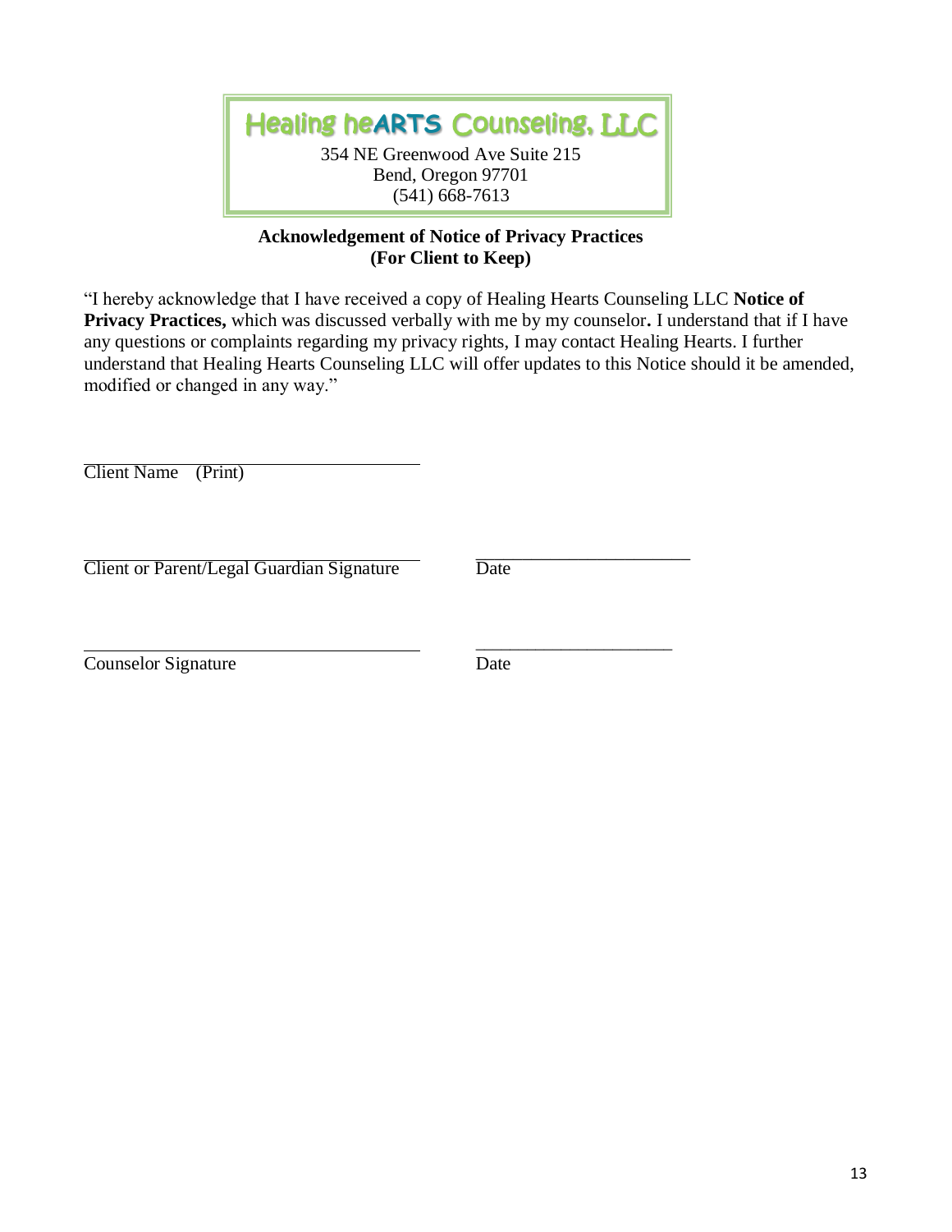**Healing heARTS Counseling, LLC**

354 NE Greenwood Ave Suite 215
Bend, Oregon 97701
(541) 668-7613

**Acknowledgement of Notice of Privacy Practices**
**(For Client to Keep)**

"I hereby acknowledge that I have received a copy of Healing Hearts Counseling LLC **Notice of Privacy Practices,** which was discussed verbally with me by my counselor**.** I understand that if I have any questions or complaints regarding my privacy rights, I may contact Healing Hearts. I further understand that Healing Hearts Counseling LLC will offer updates to this Notice should it be amended, modified or changed in any way."

\_\_\_\_\_\_\_\_\_\_\_\_\_\_\_\_\_\_\_\_\_\_\_\_\_\_\_\_\_\_\_\_\_\_\_\_\_\_
Client Name (Print)

\_\_\_\_\_\_\_\_\_\_\_\_\_\_\_\_\_\_\_\_\_\_\_\_\_\_\_\_\_\_\_\_\_\_\_\_\_\_ \_\_\_\_\_\_\_\_\_\_\_\_\_\_\_\_\_\_\_\_\_\_\_\_
Client or Parent/Legal Guardian Signature Date

\_\_\_\_\_\_\_\_\_\_\_\_\_\_\_\_\_\_\_\_\_\_\_\_\_\_\_\_\_\_\_\_\_\_\_\_\_\_ \_\_\_\_\_\_\_\_\_\_\_\_\_\_\_\_\_\_\_\_\_\_
Counselor Signature Date